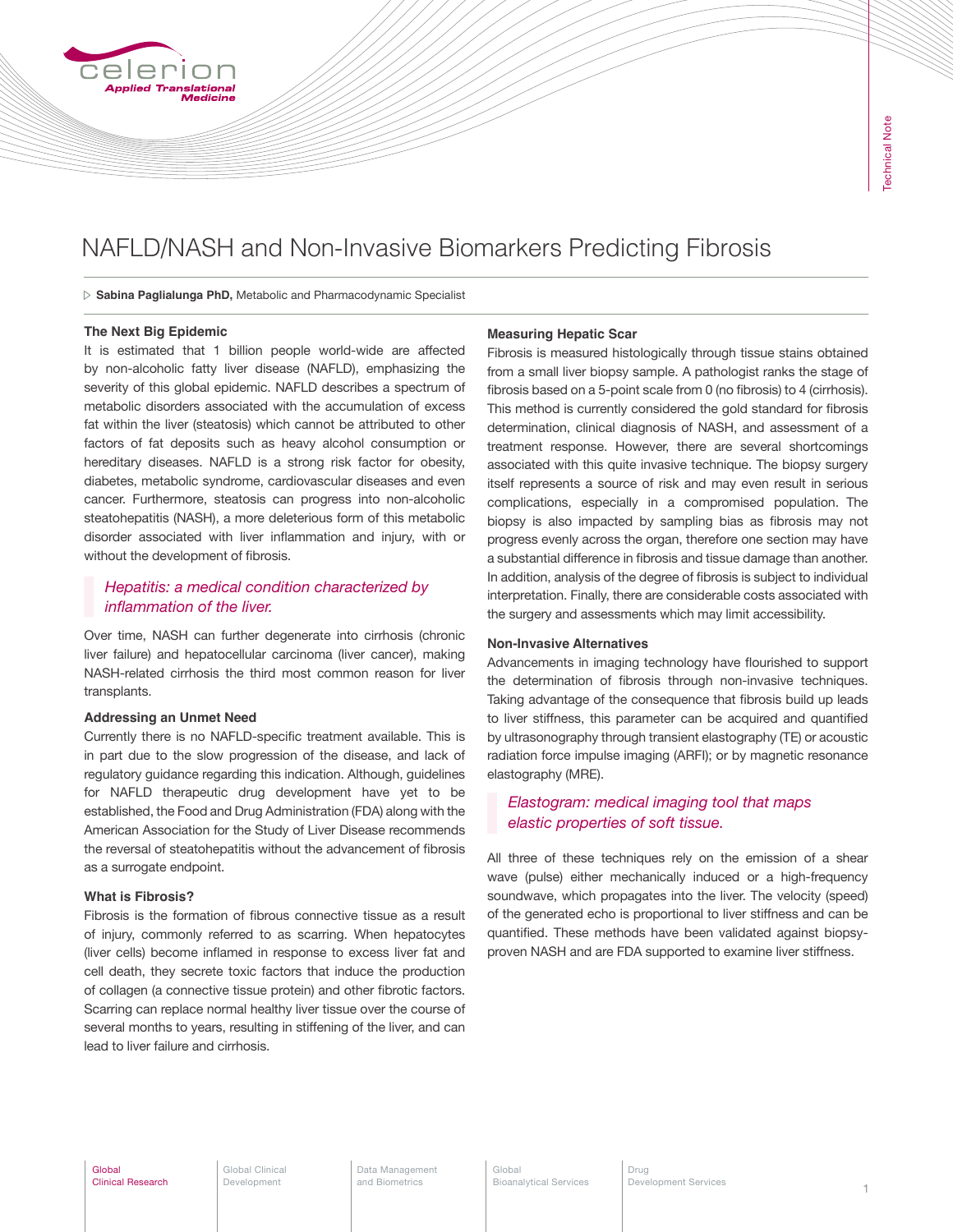# NAFLD/NASH and Non-Invasive Biomarkers Predicting Fibrosis

▷ **Sabina Paglialunga PhD,** Metabolic and Pharmacodynamic Specialist

### The Next Big Epidemic

It is estimated that 1 billion people world-wide are affected by non-alcoholic fatty liver disease (NAFLD), emphasizing the severity of this global epidemic. NAFLD describes a spectrum of metabolic disorders associated with the accumulation of excess fat within the liver (steatosis) which cannot be attributed to other factors of fat deposits such as heavy alcohol consumption or hereditary diseases. NAFLD is a strong risk factor for obesity, diabetes, metabolic syndrome, cardiovascular diseases and even cancer. Furthermore, steatosis can progress into non-alcoholic steatohepatitis (NASH), a more deleterious form of this metabolic disorder associated with liver inflammation and injury, with or without the development of fibrosis.

*Hepatitis: a medical condition characterized by inflammation of the liver.*

Over time, NASH can further degenerate into cirrhosis (chronic liver failure) and hepatocellular carcinoma (liver cancer), making NASH-related cirrhosis the third most common reason for liver transplants.

### Addressing an Unmet Need

Currently there is no NAFLD-specific treatment available. This is in part due to the slow progression of the disease, and lack of regulatory guidance regarding this indication. Although, guidelines for NAFLD therapeutic drug development have yet to be established, the Food and Drug Administration (FDA) along with the American Association for the Study of Liver Disease recommends the reversal of steatohepatitis without the advancement of fibrosis as a surrogate endpoint.

### What is Fibrosis?

Fibrosis is the formation of fibrous connective tissue as a result of injury, commonly referred to as scarring. When hepatocytes (liver cells) become inflamed in response to excess liver fat and cell death, they secrete toxic factors that induce the production of collagen (a connective tissue protein) and other fibrotic factors. Scarring can replace normal healthy liver tissue over the course of several months to years, resulting in stiffening of the liver, and can lead to liver failure and cirrhosis.

### Measuring Hepatic Scar

Fibrosis is measured histologically through tissue stains obtained from a small liver biopsy sample. A pathologist ranks the stage of fibrosis based on a 5-point scale from 0 (no fibrosis) to 4 (cirrhosis). This method is currently considered the gold standard for fibrosis determination, clinical diagnosis of NASH, and assessment of a treatment response. However, there are several shortcomings associated with this quite invasive technique. The biopsy surgery itself represents a source of risk and may even result in serious complications, especially in a compromised population. The biopsy is also impacted by sampling bias as fibrosis may not progress evenly across the organ, therefore one section may have a substantial difference in fibrosis and tissue damage than another. In addition, analysis of the degree of fibrosis is subject to individual interpretation. Finally, there are considerable costs associated with the surgery and assessments which may limit accessibility.

### Non-Invasive Alternatives

Advancements in imaging technology have flourished to support the determination of fibrosis through non-invasive techniques. Taking advantage of the consequence that fibrosis build up leads to liver stiffness, this parameter can be acquired and quantified by ultrasonography through transient elastography (TE) or acoustic radiation force impulse imaging (ARFI); or by magnetic resonance elastography (MRE).

*Elastogram: medical imaging tool that maps elastic properties of soft tissue.*

All three of these techniques rely on the emission of a shear wave (pulse) either mechanically induced or a high-frequency soundwave, which propagates into the liver. The velocity (speed) of the generated echo is proportional to liver stiffness and can be quantified. These methods have been validated against biopsy-proven NASH and are FDA supported to examine liver stiffness.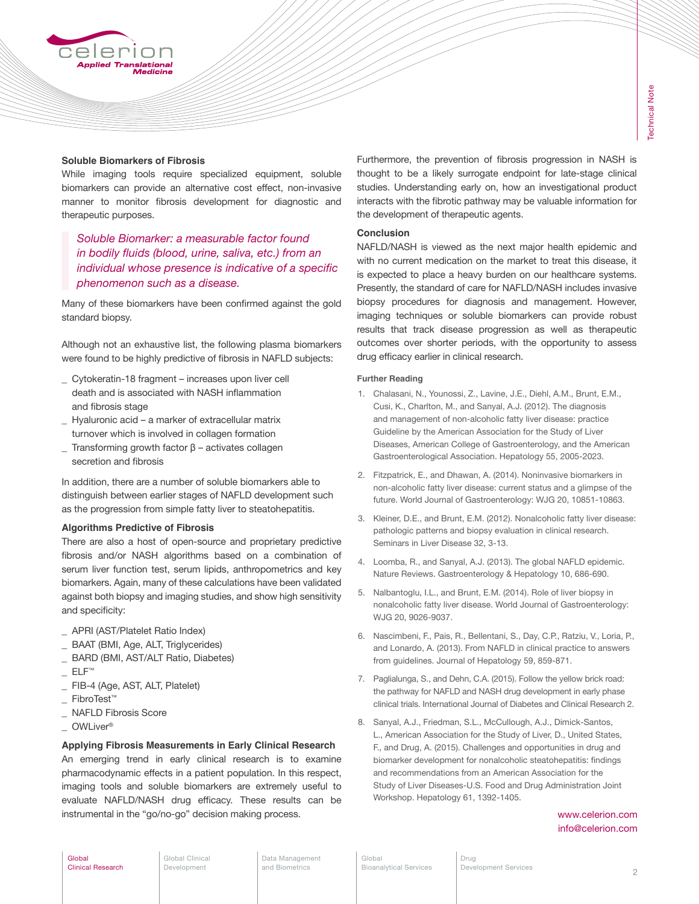### Soluble Biomarkers of Fibrosis

While imaging tools require specialized equipment, soluble biomarkers can provide an alternative cost effect, non-invasive manner to monitor fibrosis development for diagnostic and therapeutic purposes.

> *Soluble Biomarker: a measurable factor found in bodily fluids (blood, urine, saliva, etc.) from an individual whose presence is indicative of a specific phenomenon such as a disease.*

Many of these biomarkers have been confirmed against the gold standard biopsy.

Although not an exhaustive list, the following plasma biomarkers were found to be highly predictive of fibrosis in NAFLD subjects:

- Cytokeratin-18 fragment – increases upon liver cell death and is associated with NASH inflammation and fibrosis stage
- Hyaluronic acid – a marker of extracellular matrix turnover which is involved in collagen formation
- Transforming growth factor β – activates collagen secretion and fibrosis

In addition, there are a number of soluble biomarkers able to distinguish between earlier stages of NAFLD development such as the progression from simple fatty liver to steatohepatitis.

### Algorithms Predictive of Fibrosis

There are also a host of open-source and proprietary predictive fibrosis and/or NASH algorithms based on a combination of serum liver function test, serum lipids, anthropometrics and key biomarkers. Again, many of these calculations have been validated against both biopsy and imaging studies, and show high sensitivity and specificity:

- APRI (AST/Platelet Ratio Index)
- BAAT (BMI, Age, ALT, Triglycerides)
- BARD (BMI, AST/ALT Ratio, Diabetes)
- ELF™
- FIB-4 (Age, AST, ALT, Platelet)
- FibroTest™
- NAFLD Fibrosis Score
- OWLiver®

### Applying Fibrosis Measurements in Early Clinical Research

An emerging trend in early clinical research is to examine pharmacodynamic effects in a patient population. In this respect, imaging tools and soluble biomarkers are extremely useful to evaluate NAFLD/NASH drug efficacy. These results can be instrumental in the "go/no-go" decision making process.

Furthermore, the prevention of fibrosis progression in NASH is thought to be a likely surrogate endpoint for late-stage clinical studies. Understanding early on, how an investigational product interacts with the fibrotic pathway may be valuable information for the development of therapeutic agents.

### Conclusion

NAFLD/NASH is viewed as the next major health epidemic and with no current medication on the market to treat this disease, it is expected to place a heavy burden on our healthcare systems. Presently, the standard of care for NAFLD/NASH includes invasive biopsy procedures for diagnosis and management. However, imaging techniques or soluble biomarkers can provide robust results that track disease progression as well as therapeutic outcomes over shorter periods, with the opportunity to assess drug efficacy earlier in clinical research.

#### Further Reading

1. Chalasani, N., Younossi, Z., Lavine, J.E., Diehl, A.M., Brunt, E.M., Cusi, K., Charlton, M., and Sanyal, A.J. (2012). The diagnosis and management of non-alcoholic fatty liver disease: practice Guideline by the American Association for the Study of Liver Diseases, American College of Gastroenterology, and the American Gastroenterological Association. Hepatology 55, 2005-2023.
2. Fitzpatrick, E., and Dhawan, A. (2014). Noninvasive biomarkers in non-alcoholic fatty liver disease: current status and a glimpse of the future. World Journal of Gastroenterology: WJG 20, 10851-10863.
3. Kleiner, D.E., and Brunt, E.M. (2012). Nonalcoholic fatty liver disease: pathologic patterns and biopsy evaluation in clinical research. Seminars in Liver Disease 32, 3-13.
4. Loomba, R., and Sanyal, A.J. (2013). The global NAFLD epidemic. Nature Reviews. Gastroenterology & Hepatology 10, 686-690.
5. Nalbantoglu, I.L., and Brunt, E.M. (2014). Role of liver biopsy in nonalcoholic fatty liver disease. World Journal of Gastroenterology: WJG 20, 9026-9037.
6. Nascimbeni, F., Pais, R., Bellentani, S., Day, C.P., Ratziu, V., Loria, P., and Lonardo, A. (2013). From NAFLD in clinical practice to answers from guidelines. Journal of Hepatology 59, 859-871.
7. Paglialunga, S., and Dehn, C.A. (2015). Follow the yellow brick road: the pathway for NAFLD and NASH drug development in early phase clinical trials. International Journal of Diabetes and Clinical Research 2.
8. Sanyal, A.J., Friedman, S.L., McCullough, A.J., Dimick-Santos, L., American Association for the Study of Liver, D., United States, F., and Drug, A. (2015). Challenges and opportunities in drug and biomarker development for nonalcoholic steatohepatitis: findings and recommendations from an American Association for the Study of Liver Diseases-U.S. Food and Drug Administration Joint Workshop. Hepatology 61, 1392-1405.

www.celerion.com
info@celerion.com